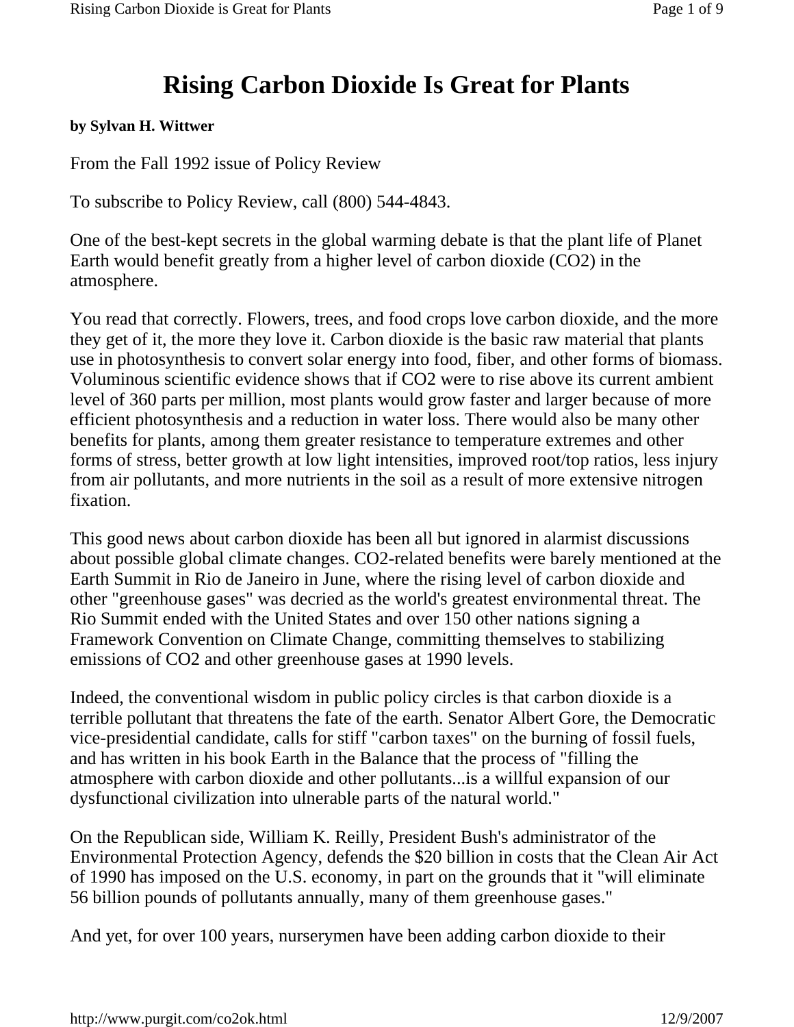# Rising Carbon Dioxide Is Great for Plants

**by Sylvan H. Wittwer**

From the Fall 1992 issue of Policy Review

To subscribe to Policy Review, call (800) 544-4843.

One of the best-kept secrets in the global warming debate is that the plant life of Planet Earth would benefit greatly from a higher level of carbon dioxide ($CO_2$) in the atmosphere.

You read that correctly. Flowers, trees, and food crops love carbon dioxide, and the more they get of it, the more they love it. Carbon dioxide is the basic raw material that plants use in photosynthesis to convert solar energy into food, fiber, and other forms of biomass. Voluminous scientific evidence shows that if $CO_2$ were to rise above its current ambient level of 360 parts per million, most plants would grow faster and larger because of more efficient photosynthesis and a reduction in water loss. There would also be many other benefits for plants, among them greater resistance to temperature extremes and other forms of stress, better growth at low light intensities, improved root/top ratios, less injury from air pollutants, and more nutrients in the soil as a result of more extensive nitrogen fixation.

This good news about carbon dioxide has been all but ignored in alarmist discussions about possible global climate changes. $CO_2$-related benefits were barely mentioned at the Earth Summit in Rio de Janeiro in June, where the rising level of carbon dioxide and other "greenhouse gases" was decried as the world's greatest environmental threat. The Rio Summit ended with the United States and over 150 other nations signing a Framework Convention on Climate Change, committing themselves to stabilizing emissions of $CO_2$ and other greenhouse gases at 1990 levels.

Indeed, the conventional wisdom in public policy circles is that carbon dioxide is a terrible pollutant that threatens the fate of the earth. Senator Albert Gore, the Democratic vice-presidential candidate, calls for stiff "carbon taxes" on the burning of fossil fuels, and has written in his book Earth in the Balance that the process of "filling the atmosphere with carbon dioxide and other pollutants...is a willful expansion of our dysfunctional civilization into ulnerable parts of the natural world."

On the Republican side, William K. Reilly, President Bush's administrator of the Environmental Protection Agency, defends the $20 billion in costs that the Clean Air Act of 1990 has imposed on the U.S. economy, in part on the grounds that it "will eliminate 56 billion pounds of pollutants annually, many of them greenhouse gases."

And yet, for over 100 years, nurserymen have been adding carbon dioxide to their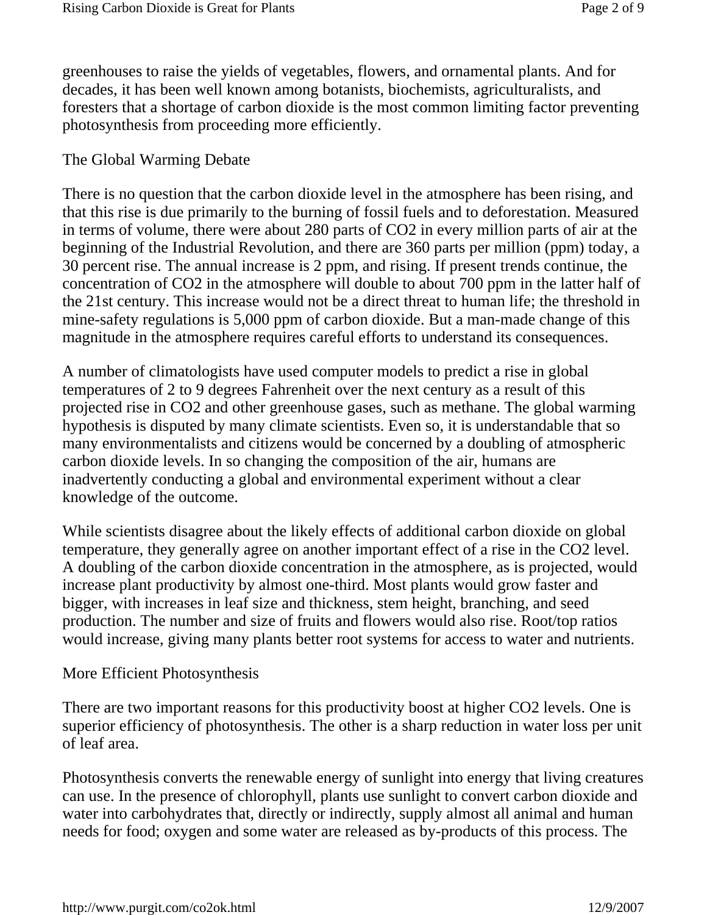greenhouses to raise the yields of vegetables, flowers, and ornamental plants. And for decades, it has been well known among botanists, biochemists, agriculturalists, and foresters that a shortage of carbon dioxide is the most common limiting factor preventing photosynthesis from proceeding more efficiently.

## The Global Warming Debate

There is no question that the carbon dioxide level in the atmosphere has been rising, and that this rise is due primarily to the burning of fossil fuels and to deforestation. Measured in terms of volume, there were about 280 parts of $CO_2$ in every million parts of air at the beginning of the Industrial Revolution, and there are 360 parts per million (ppm) today, a 30 percent rise. The annual increase is 2 ppm, and rising. If present trends continue, the concentration of $CO_2$ in the atmosphere will double to about 700 ppm in the latter half of the 21st century. This increase would not be a direct threat to human life; the threshold in mine-safety regulations is 5,000 ppm of carbon dioxide. But a man-made change of this magnitude in the atmosphere requires careful efforts to understand its consequences.

A number of climatologists have used computer models to predict a rise in global temperatures of 2 to 9 degrees Fahrenheit over the next century as a result of this projected rise in $CO_2$ and other greenhouse gases, such as methane. The global warming hypothesis is disputed by many climate scientists. Even so, it is understandable that so many environmentalists and citizens would be concerned by a doubling of atmospheric carbon dioxide levels. In so changing the composition of the air, humans are inadvertently conducting a global and environmental experiment without a clear knowledge of the outcome.

While scientists disagree about the likely effects of additional carbon dioxide on global temperature, they generally agree on another important effect of a rise in the $CO_2$ level. A doubling of the carbon dioxide concentration in the atmosphere, as is projected, would increase plant productivity by almost one-third. Most plants would grow faster and bigger, with increases in leaf size and thickness, stem height, branching, and seed production. The number and size of fruits and flowers would also rise. Root/top ratios would increase, giving many plants better root systems for access to water and nutrients.

## More Efficient Photosynthesis

There are two important reasons for this productivity boost at higher $CO_2$ levels. One is superior efficiency of photosynthesis. The other is a sharp reduction in water loss per unit of leaf area.

Photosynthesis converts the renewable energy of sunlight into energy that living creatures can use. In the presence of chlorophyll, plants use sunlight to convert carbon dioxide and water into carbohydrates that, directly or indirectly, supply almost all animal and human needs for food; oxygen and some water are released as by-products of this process. The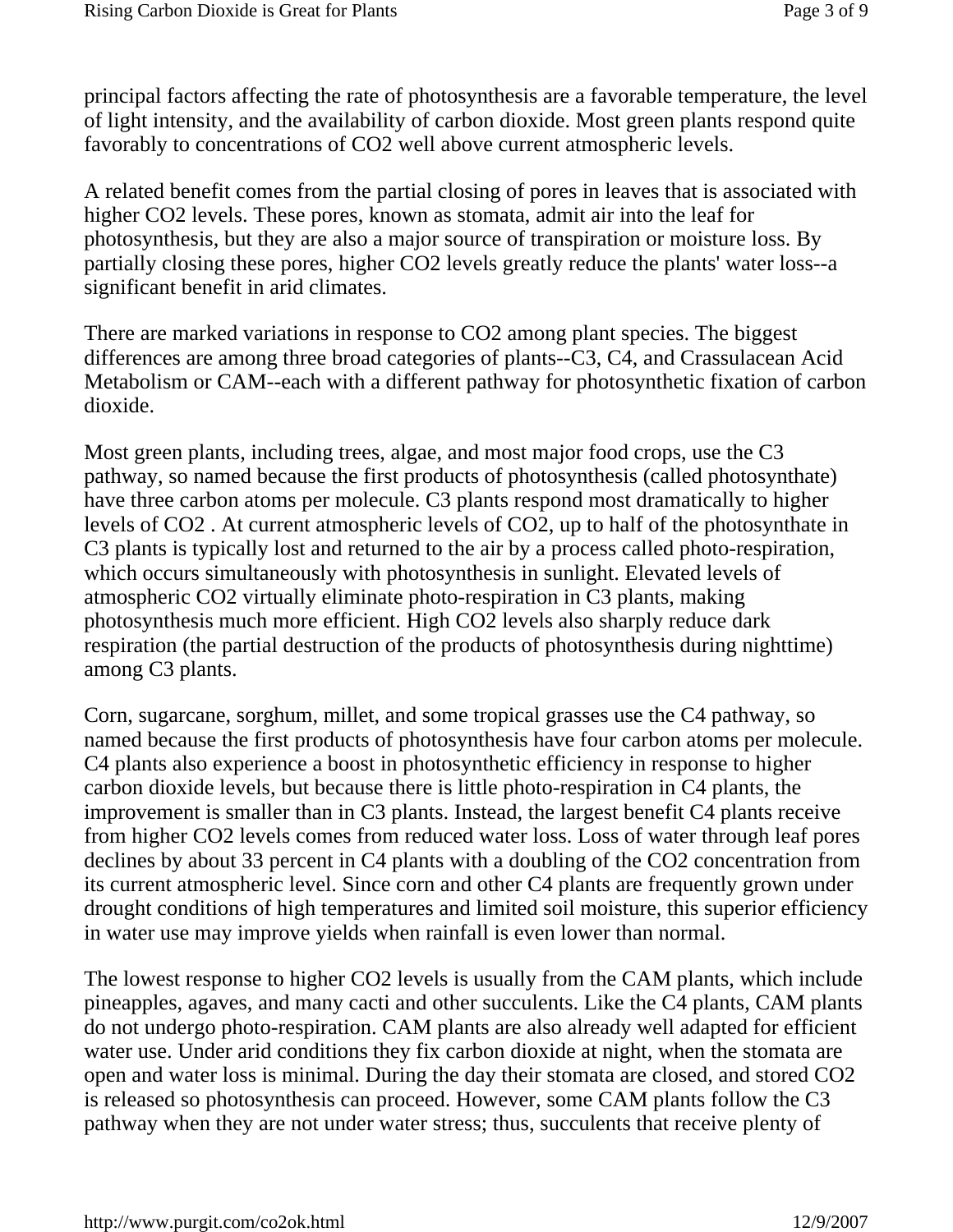principal factors affecting the rate of photosynthesis are a favorable temperature, the level of light intensity, and the availability of carbon dioxide. Most green plants respond quite favorably to concentrations of $CO_2$ well above current atmospheric levels.

A related benefit comes from the partial closing of pores in leaves that is associated with higher $CO_2$ levels. These pores, known as stomata, admit air into the leaf for photosynthesis, but they are also a major source of transpiration or moisture loss. By partially closing these pores, higher $CO_2$ levels greatly reduce the plants' water loss--a significant benefit in arid climates.

There are marked variations in response to $CO_2$ among plant species. The biggest differences are among three broad categories of plants--C3, C4, and Crassulacean Acid Metabolism or CAM--each with a different pathway for photosynthetic fixation of carbon dioxide.

Most green plants, including trees, algae, and most major food crops, use the C3 pathway, so named because the first products of photosynthesis (called photosynthate) have three carbon atoms per molecule. C3 plants respond most dramatically to higher levels of $CO_2$ . At current atmospheric levels of $CO_2$, up to half of the photosynthate in C3 plants is typically lost and returned to the air by a process called photo-respiration, which occurs simultaneously with photosynthesis in sunlight. Elevated levels of atmospheric $CO_2$ virtually eliminate photo-respiration in C3 plants, making photosynthesis much more efficient. High $CO_2$ levels also sharply reduce dark respiration (the partial destruction of the products of photosynthesis during nighttime) among C3 plants.

Corn, sugarcane, sorghum, millet, and some tropical grasses use the C4 pathway, so named because the first products of photosynthesis have four carbon atoms per molecule. C4 plants also experience a boost in photosynthetic efficiency in response to higher carbon dioxide levels, but because there is little photo-respiration in C4 plants, the improvement is smaller than in C3 plants. Instead, the largest benefit C4 plants receive from higher $CO_2$ levels comes from reduced water loss. Loss of water through leaf pores declines by about 33 percent in C4 plants with a doubling of the $CO_2$ concentration from its current atmospheric level. Since corn and other C4 plants are frequently grown under drought conditions of high temperatures and limited soil moisture, this superior efficiency in water use may improve yields when rainfall is even lower than normal.

The lowest response to higher $CO_2$ levels is usually from the CAM plants, which include pineapples, agaves, and many cacti and other succulents. Like the C4 plants, CAM plants do not undergo photo-respiration. CAM plants are also already well adapted for efficient water use. Under arid conditions they fix carbon dioxide at night, when the stomata are open and water loss is minimal. During the day their stomata are closed, and stored $CO_2$ is released so photosynthesis can proceed. However, some CAM plants follow the C3 pathway when they are not under water stress; thus, succulents that receive plenty of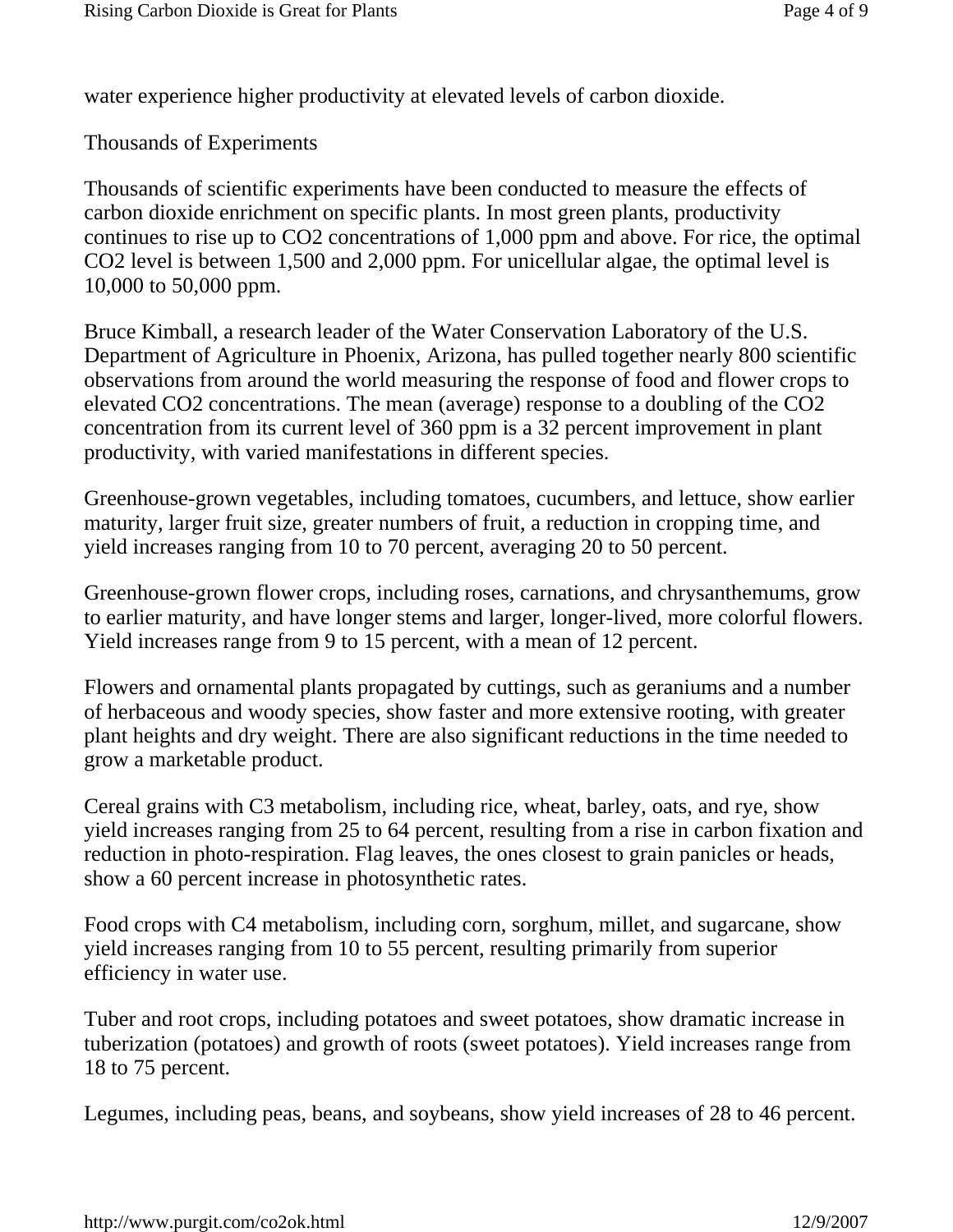water experience higher productivity at elevated levels of carbon dioxide.

## Thousands of Experiments

Thousands of scientific experiments have been conducted to measure the effects of carbon dioxide enrichment on specific plants. In most green plants, productivity continues to rise up to $CO_2$ concentrations of 1,000 ppm and above. For rice, the optimal $CO_2$ level is between 1,500 and 2,000 ppm. For unicellular algae, the optimal level is 10,000 to 50,000 ppm.

Bruce Kimball, a research leader of the Water Conservation Laboratory of the U.S. Department of Agriculture in Phoenix, Arizona, has pulled together nearly 800 scientific observations from around the world measuring the response of food and flower crops to elevated $CO_2$ concentrations. The mean (average) response to a doubling of the $CO_2$ concentration from its current level of 360 ppm is a 32 percent improvement in plant productivity, with varied manifestations in different species.

Greenhouse-grown vegetables, including tomatoes, cucumbers, and lettuce, show earlier maturity, larger fruit size, greater numbers of fruit, a reduction in cropping time, and yield increases ranging from 10 to 70 percent, averaging 20 to 50 percent.

Greenhouse-grown flower crops, including roses, carnations, and chrysanthemums, grow to earlier maturity, and have longer stems and larger, longer-lived, more colorful flowers. Yield increases range from 9 to 15 percent, with a mean of 12 percent.

Flowers and ornamental plants propagated by cuttings, such as geraniums and a number of herbaceous and woody species, show faster and more extensive rooting, with greater plant heights and dry weight. There are also significant reductions in the time needed to grow a marketable product.

Cereal grains with C3 metabolism, including rice, wheat, barley, oats, and rye, show yield increases ranging from 25 to 64 percent, resulting from a rise in carbon fixation and reduction in photo-respiration. Flag leaves, the ones closest to grain panicles or heads, show a 60 percent increase in photosynthetic rates.

Food crops with C4 metabolism, including corn, sorghum, millet, and sugarcane, show yield increases ranging from 10 to 55 percent, resulting primarily from superior efficiency in water use.

Tuber and root crops, including potatoes and sweet potatoes, show dramatic increase in tuberization (potatoes) and growth of roots (sweet potatoes). Yield increases range from 18 to 75 percent.

Legumes, including peas, beans, and soybeans, show yield increases of 28 to 46 percent.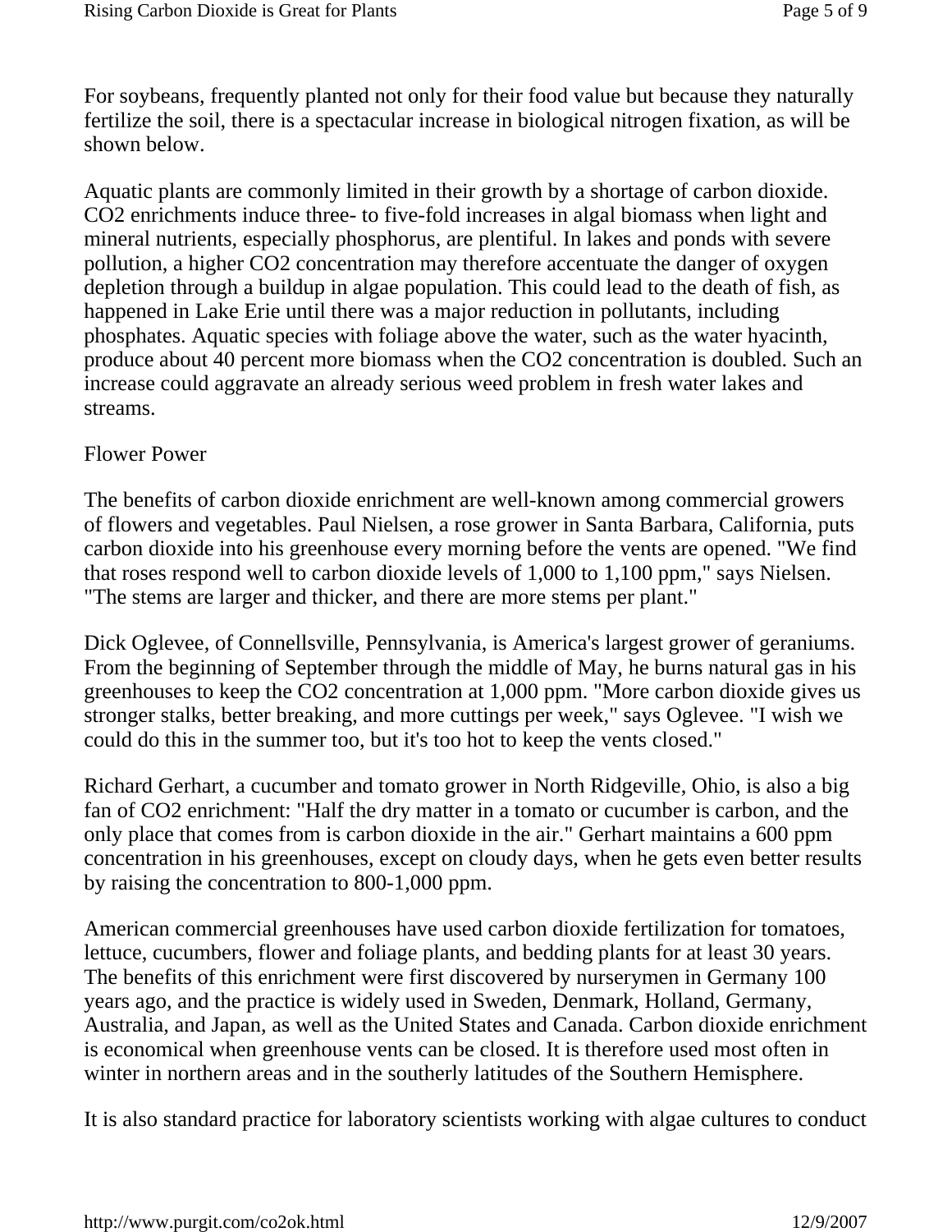For soybeans, frequently planted not only for their food value but because they naturally fertilize the soil, there is a spectacular increase in biological nitrogen fixation, as will be shown below.

Aquatic plants are commonly limited in their growth by a shortage of carbon dioxide. $CO_2$ enrichments induce three- to five-fold increases in algal biomass when light and mineral nutrients, especially phosphorus, are plentiful. In lakes and ponds with severe pollution, a higher $CO_2$ concentration may therefore accentuate the danger of oxygen depletion through a buildup in algae population. This could lead to the death of fish, as happened in Lake Erie until there was a major reduction in pollutants, including phosphates. Aquatic species with foliage above the water, such as the water hyacinth, produce about 40 percent more biomass when the $CO_2$ concentration is doubled. Such an increase could aggravate an already serious weed problem in fresh water lakes and streams.

## Flower Power

The benefits of carbon dioxide enrichment are well-known among commercial growers of flowers and vegetables. Paul Nielsen, a rose grower in Santa Barbara, California, puts carbon dioxide into his greenhouse every morning before the vents are opened. "We find that roses respond well to carbon dioxide levels of 1,000 to 1,100 ppm," says Nielsen. "The stems are larger and thicker, and there are more stems per plant."

Dick Oglevee, of Connellsville, Pennsylvania, is America's largest grower of geraniums. From the beginning of September through the middle of May, he burns natural gas in his greenhouses to keep the $CO_2$ concentration at 1,000 ppm. "More carbon dioxide gives us stronger stalks, better breaking, and more cuttings per week," says Oglevee. "I wish we could do this in the summer too, but it's too hot to keep the vents closed."

Richard Gerhart, a cucumber and tomato grower in North Ridgeville, Ohio, is also a big fan of $CO_2$ enrichment: "Half the dry matter in a tomato or cucumber is carbon, and the only place that comes from is carbon dioxide in the air." Gerhart maintains a 600 ppm concentration in his greenhouses, except on cloudy days, when he gets even better results by raising the concentration to 800-1,000 ppm.

American commercial greenhouses have used carbon dioxide fertilization for tomatoes, lettuce, cucumbers, flower and foliage plants, and bedding plants for at least 30 years. The benefits of this enrichment were first discovered by nurserymen in Germany 100 years ago, and the practice is widely used in Sweden, Denmark, Holland, Germany, Australia, and Japan, as well as the United States and Canada. Carbon dioxide enrichment is economical when greenhouse vents can be closed. It is therefore used most often in winter in northern areas and in the southerly latitudes of the Southern Hemisphere.

It is also standard practice for laboratory scientists working with algae cultures to conduct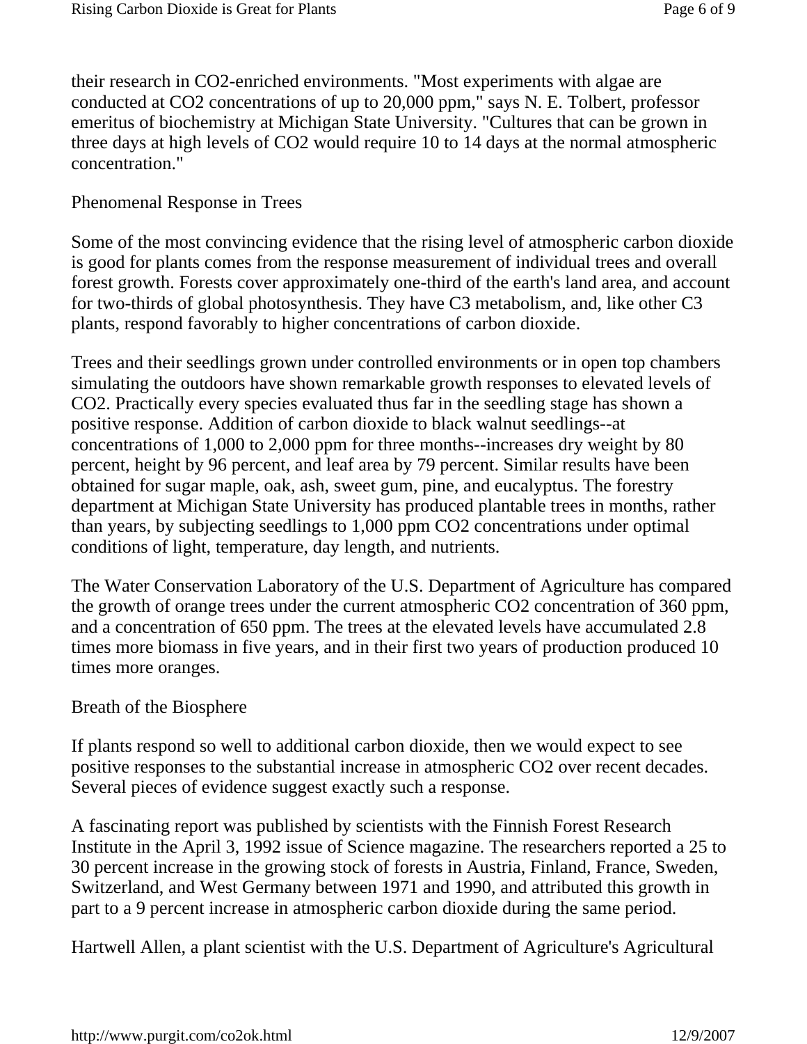their research in $CO_2$-enriched environments. "Most experiments with algae are conducted at $CO_2$ concentrations of up to 20,000 ppm," says N. E. Tolbert, professor emeritus of biochemistry at Michigan State University. "Cultures that can be grown in three days at high levels of $CO_2$ would require 10 to 14 days at the normal atmospheric concentration."

## Phenomenal Response in Trees

Some of the most convincing evidence that the rising level of atmospheric carbon dioxide is good for plants comes from the response measurement of individual trees and overall forest growth. Forests cover approximately one-third of the earth's land area, and account for two-thirds of global photosynthesis. They have C3 metabolism, and, like other C3 plants, respond favorably to higher concentrations of carbon dioxide.

Trees and their seedlings grown under controlled environments or in open top chambers simulating the outdoors have shown remarkable growth responses to elevated levels of $CO_2$. Practically every species evaluated thus far in the seedling stage has shown a positive response. Addition of carbon dioxide to black walnut seedlings--at concentrations of 1,000 to 2,000 ppm for three months--increases dry weight by 80 percent, height by 96 percent, and leaf area by 79 percent. Similar results have been obtained for sugar maple, oak, ash, sweet gum, pine, and eucalyptus. The forestry department at Michigan State University has produced plantable trees in months, rather than years, by subjecting seedlings to 1,000 ppm $CO_2$ concentrations under optimal conditions of light, temperature, day length, and nutrients.

The Water Conservation Laboratory of the U.S. Department of Agriculture has compared the growth of orange trees under the current atmospheric $CO_2$ concentration of 360 ppm, and a concentration of 650 ppm. The trees at the elevated levels have accumulated 2.8 times more biomass in five years, and in their first two years of production produced 10 times more oranges.

## Breath of the Biosphere

If plants respond so well to additional carbon dioxide, then we would expect to see positive responses to the substantial increase in atmospheric $CO_2$ over recent decades. Several pieces of evidence suggest exactly such a response.

A fascinating report was published by scientists with the Finnish Forest Research Institute in the April 3, 1992 issue of Science magazine. The researchers reported a 25 to 30 percent increase in the growing stock of forests in Austria, Finland, France, Sweden, Switzerland, and West Germany between 1971 and 1990, and attributed this growth in part to a 9 percent increase in atmospheric carbon dioxide during the same period.

Hartwell Allen, a plant scientist with the U.S. Department of Agriculture's Agricultural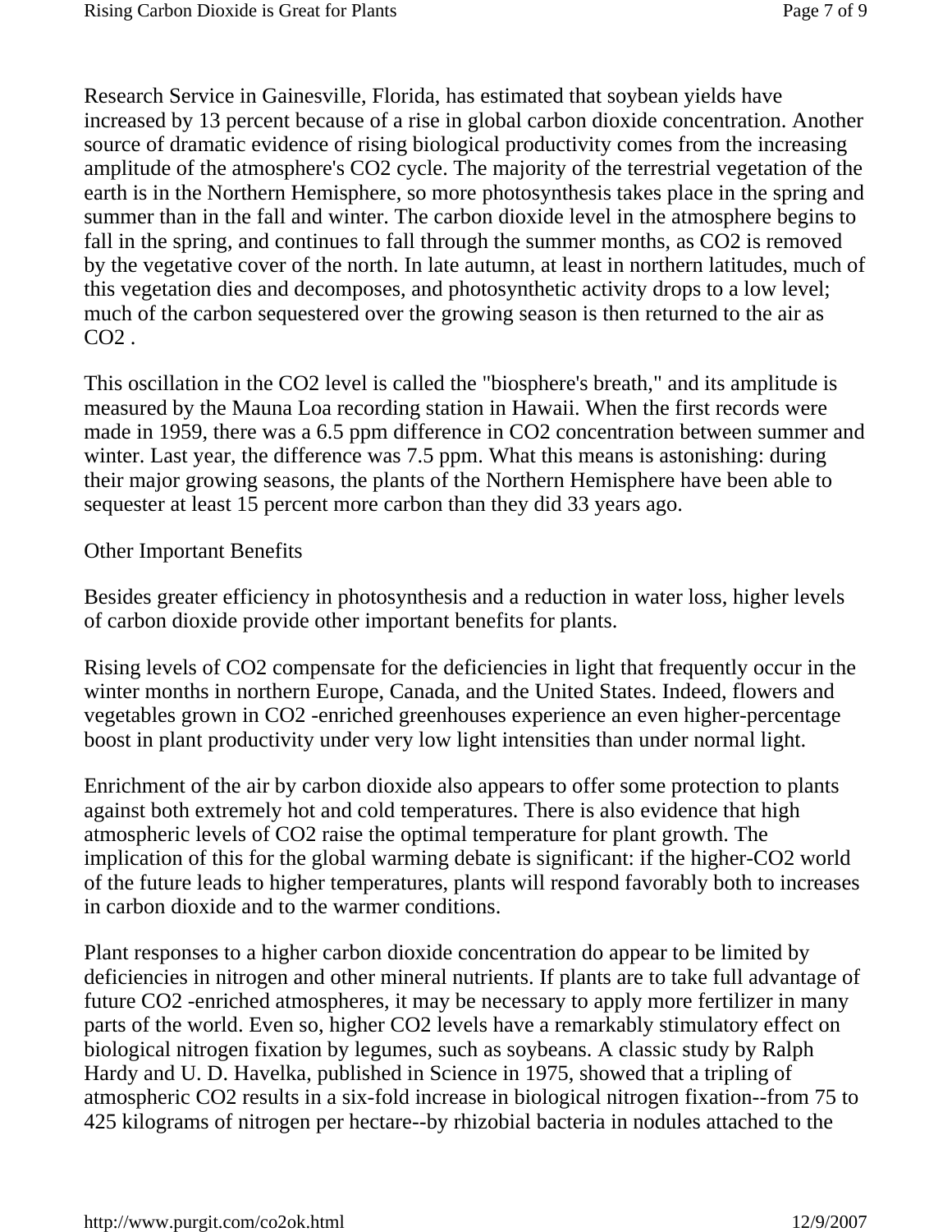Research Service in Gainesville, Florida, has estimated that soybean yields have increased by 13 percent because of a rise in global carbon dioxide concentration. Another source of dramatic evidence of rising biological productivity comes from the increasing amplitude of the atmosphere's $CO_2$ cycle. The majority of the terrestrial vegetation of the earth is in the Northern Hemisphere, so more photosynthesis takes place in the spring and summer than in the fall and winter. The carbon dioxide level in the atmosphere begins to fall in the spring, and continues to fall through the summer months, as $CO_2$ is removed by the vegetative cover of the north. In late autumn, at least in northern latitudes, much of this vegetation dies and decomposes, and photosynthetic activity drops to a low level; much of the carbon sequestered over the growing season is then returned to the air as $CO_2$ .

This oscillation in the $CO_2$ level is called the "biosphere's breath," and its amplitude is measured by the Mauna Loa recording station in Hawaii. When the first records were made in 1959, there was a 6.5 ppm difference in $CO_2$ concentration between summer and winter. Last year, the difference was 7.5 ppm. What this means is astonishing: during their major growing seasons, the plants of the Northern Hemisphere have been able to sequester at least 15 percent more carbon than they did 33 years ago.

## Other Important Benefits

Besides greater efficiency in photosynthesis and a reduction in water loss, higher levels of carbon dioxide provide other important benefits for plants.

Rising levels of $CO_2$ compensate for the deficiencies in light that frequently occur in the winter months in northern Europe, Canada, and the United States. Indeed, flowers and vegetables grown in $CO_2$ -enriched greenhouses experience an even higher-percentage boost in plant productivity under very low light intensities than under normal light.

Enrichment of the air by carbon dioxide also appears to offer some protection to plants against both extremely hot and cold temperatures. There is also evidence that high atmospheric levels of $CO_2$ raise the optimal temperature for plant growth. The implication of this for the global warming debate is significant: if the higher-$CO_2$ world of the future leads to higher temperatures, plants will respond favorably both to increases in carbon dioxide and to the warmer conditions.

Plant responses to a higher carbon dioxide concentration do appear to be limited by deficiencies in nitrogen and other mineral nutrients. If plants are to take full advantage of future $CO_2$ -enriched atmospheres, it may be necessary to apply more fertilizer in many parts of the world. Even so, higher $CO_2$ levels have a remarkably stimulatory effect on biological nitrogen fixation by legumes, such as soybeans. A classic study by Ralph Hardy and U. D. Havelka, published in Science in 1975, showed that a tripling of atmospheric $CO_2$ results in a six-fold increase in biological nitrogen fixation--from 75 to 425 kilograms of nitrogen per hectare--by rhizobial bacteria in nodules attached to the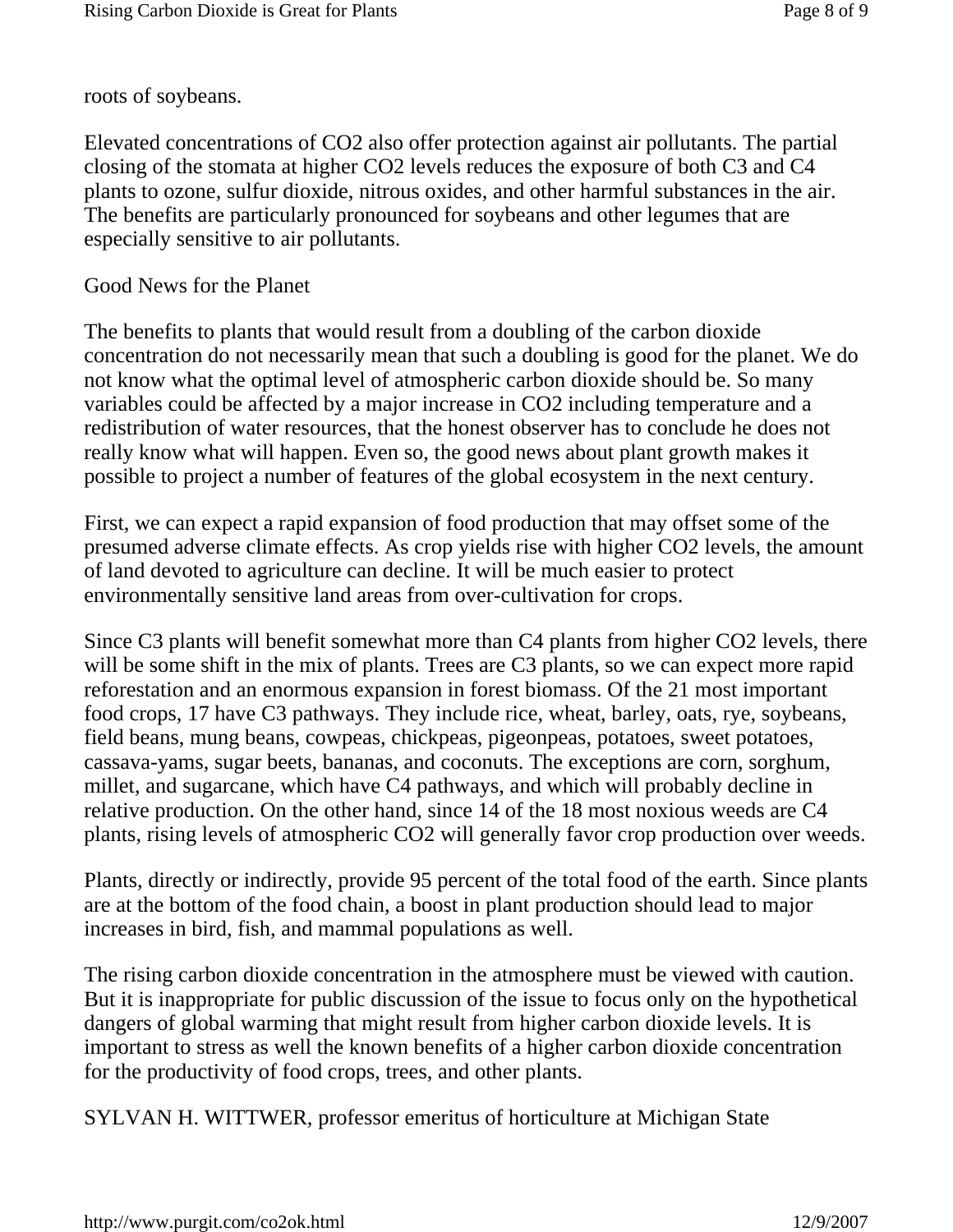roots of soybeans.

Elevated concentrations of $CO_2$ also offer protection against air pollutants. The partial closing of the stomata at higher $CO_2$ levels reduces the exposure of both C3 and C4 plants to ozone, sulfur dioxide, nitrous oxides, and other harmful substances in the air. The benefits are particularly pronounced for soybeans and other legumes that are especially sensitive to air pollutants.

## Good News for the Planet

The benefits to plants that would result from a doubling of the carbon dioxide concentration do not necessarily mean that such a doubling is good for the planet. We do not know what the optimal level of atmospheric carbon dioxide should be. So many variables could be affected by a major increase in $CO_2$ including temperature and a redistribution of water resources, that the honest observer has to conclude he does not really know what will happen. Even so, the good news about plant growth makes it possible to project a number of features of the global ecosystem in the next century.

First, we can expect a rapid expansion of food production that may offset some of the presumed adverse climate effects. As crop yields rise with higher $CO_2$ levels, the amount of land devoted to agriculture can decline. It will be much easier to protect environmentally sensitive land areas from over-cultivation for crops.

Since C3 plants will benefit somewhat more than C4 plants from higher $CO_2$ levels, there will be some shift in the mix of plants. Trees are C3 plants, so we can expect more rapid reforestation and an enormous expansion in forest biomass. Of the 21 most important food crops, 17 have C3 pathways. They include rice, wheat, barley, oats, rye, soybeans, field beans, mung beans, cowpeas, chickpeas, pigeonpeas, potatoes, sweet potatoes, cassava-yams, sugar beets, bananas, and coconuts. The exceptions are corn, sorghum, millet, and sugarcane, which have C4 pathways, and which will probably decline in relative production. On the other hand, since 14 of the 18 most noxious weeds are C4 plants, rising levels of atmospheric $CO_2$ will generally favor crop production over weeds.

Plants, directly or indirectly, provide 95 percent of the total food of the earth. Since plants are at the bottom of the food chain, a boost in plant production should lead to major increases in bird, fish, and mammal populations as well.

The rising carbon dioxide concentration in the atmosphere must be viewed with caution. But it is inappropriate for public discussion of the issue to focus only on the hypothetical dangers of global warming that might result from higher carbon dioxide levels. It is important to stress as well the known benefits of a higher carbon dioxide concentration for the productivity of food crops, trees, and other plants.

SYLVAN H. WITTWER, professor emeritus of horticulture at Michigan State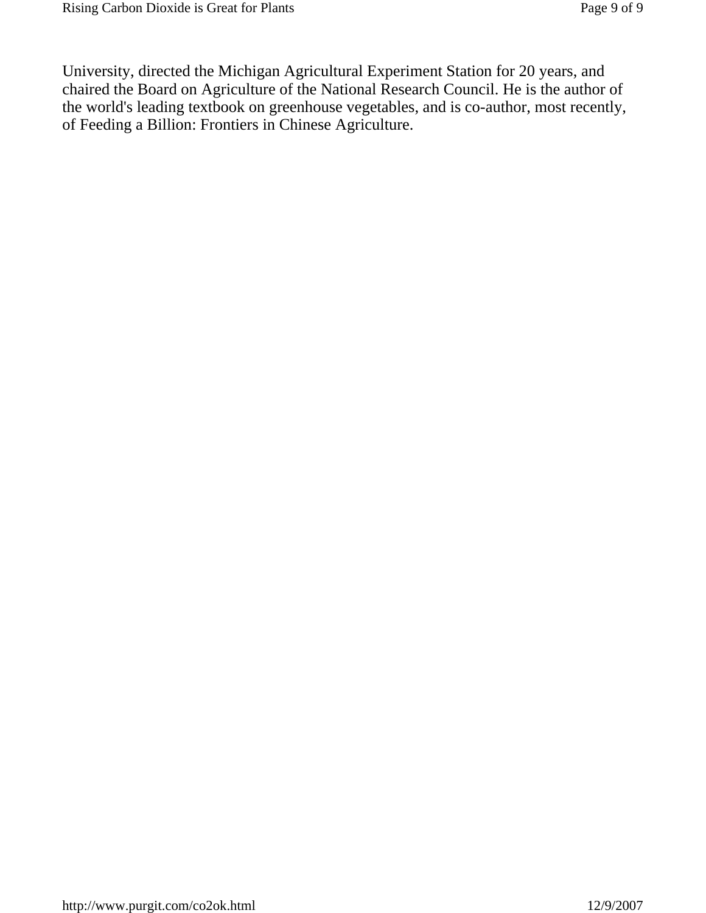University, directed the Michigan Agricultural Experiment Station for 20 years, and chaired the Board on Agriculture of the National Research Council. He is the author of the world's leading textbook on greenhouse vegetables, and is co-author, most recently, of Feeding a Billion: Frontiers in Chinese Agriculture.